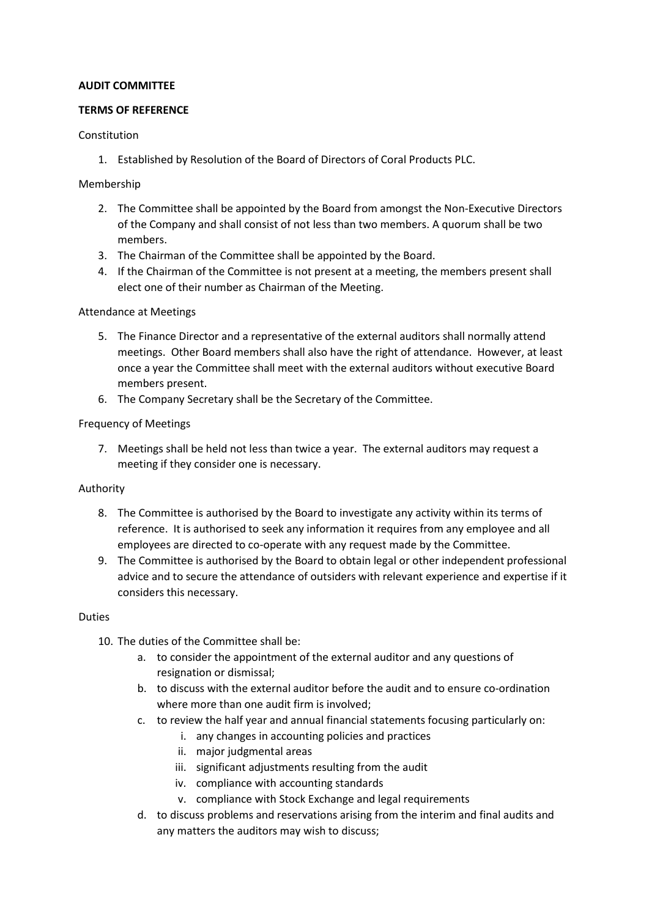**AUDIT COMMITTEE**

**TERMS OF REFERENCE**

Constitution

1. Established by Resolution of the Board of Directors of Coral Products PLC.

Membership

2. The Committee shall be appointed by the Board from amongst the Non-Executive Directors of the Company and shall consist of not less than two members. A quorum shall be two members.
3. The Chairman of the Committee shall be appointed by the Board.
4. If the Chairman of the Committee is not present at a meeting, the members present shall elect one of their number as Chairman of the Meeting.

Attendance at Meetings

5. The Finance Director and a representative of the external auditors shall normally attend meetings. Other Board members shall also have the right of attendance. However, at least once a year the Committee shall meet with the external auditors without executive Board members present.
6. The Company Secretary shall be the Secretary of the Committee.

Frequency of Meetings

7. Meetings shall be held not less than twice a year. The external auditors may request a meeting if they consider one is necessary.

Authority

8. The Committee is authorised by the Board to investigate any activity within its terms of reference. It is authorised to seek any information it requires from any employee and all employees are directed to co-operate with any request made by the Committee.
9. The Committee is authorised by the Board to obtain legal or other independent professional advice and to secure the attendance of outsiders with relevant experience and expertise if it considers this necessary.

Duties

10. The duties of the Committee shall be:
    a. to consider the appointment of the external auditor and any questions of resignation or dismissal;
    b. to discuss with the external auditor before the audit and to ensure co-ordination where more than one audit firm is involved;
    c. to review the half year and annual financial statements focusing particularly on:
        i. any changes in accounting policies and practices
        ii. major judgmental areas
        iii. significant adjustments resulting from the audit
        iv. compliance with accounting standards
        v. compliance with Stock Exchange and legal requirements
    d. to discuss problems and reservations arising from the interim and final audits and any matters the auditors may wish to discuss;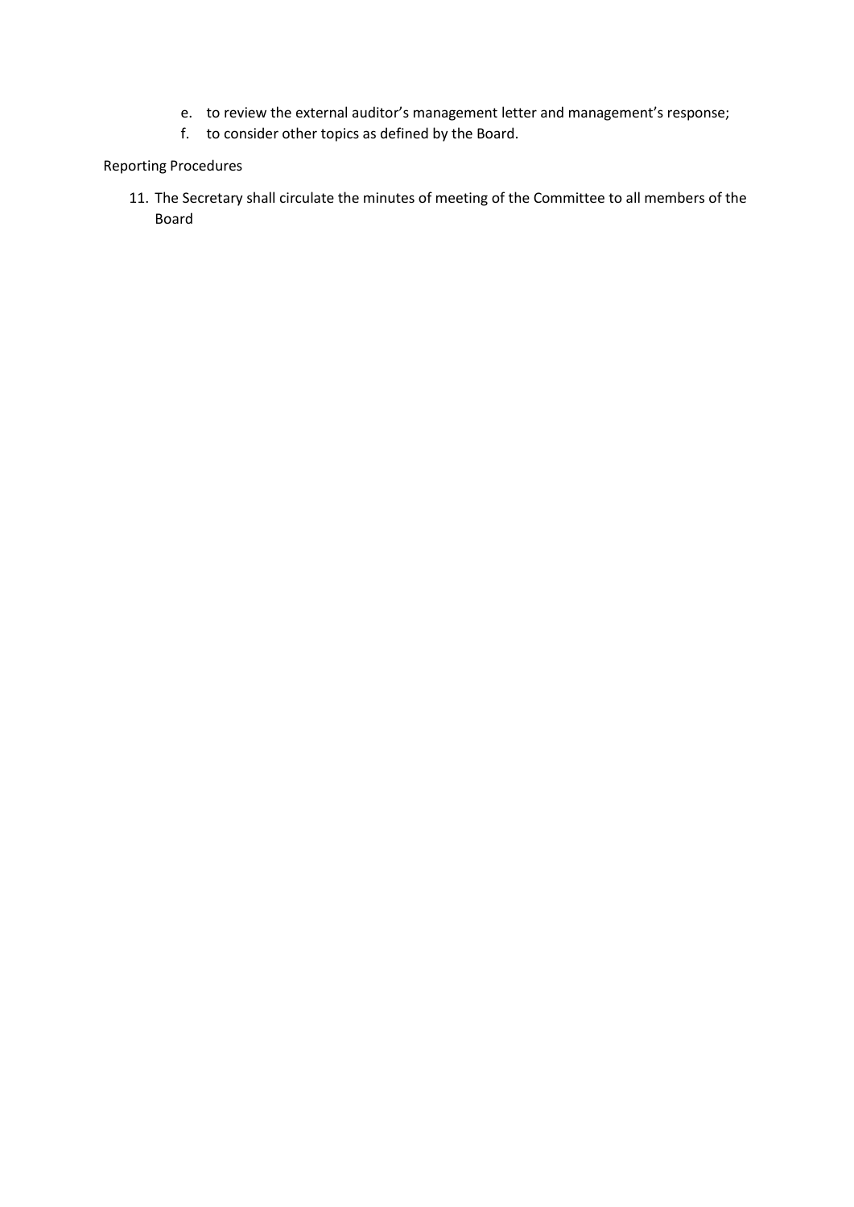e. to review the external auditor's management letter and management's response;
f. to consider other topics as defined by the Board.

Reporting Procedures

11. The Secretary shall circulate the minutes of meeting of the Committee to all members of the Board